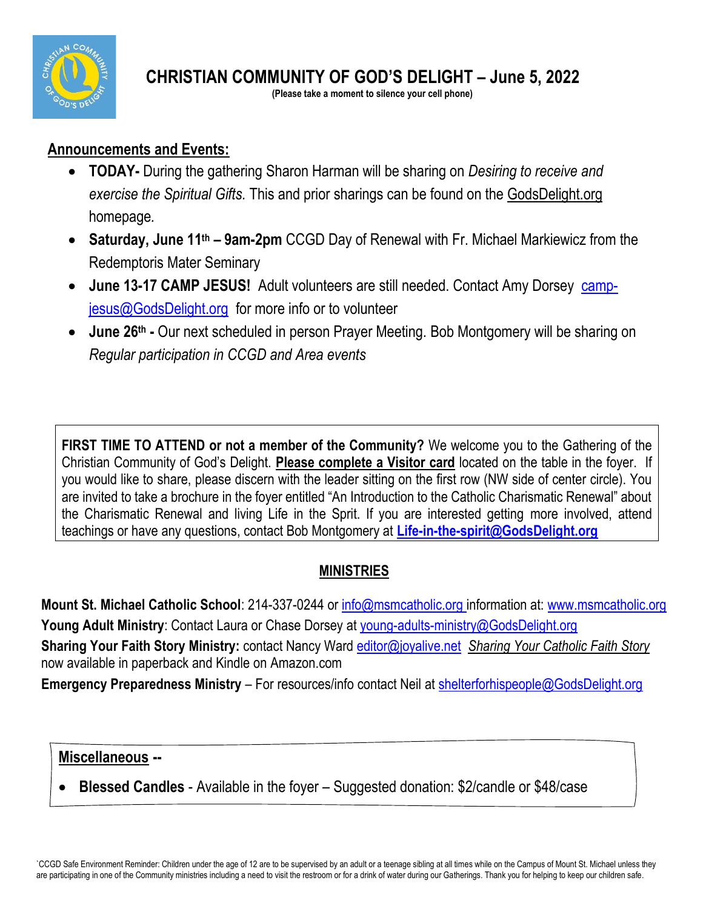# CHRISTIAN COMMUNITY OF GOD'S DELIGHT – June 5, 2022

**(Please take a moment to silence your cell phone)**

## Announcements and Events:

- **TODAY-** During the gathering Sharon Harman will be sharing on *Desiring to receive and exercise the Spiritual Gifts.* This and prior sharings can be found on the GodsDelight.org homepage.
- **Saturday, June 11th – 9am-2pm** CCGD Day of Renewal with Fr. Michael Markiewicz from the Redemptoris Mater Seminary
- **June 13-17 CAMP JESUS!** Adult volunteers are still needed. Contact Amy Dorsey camp-jesus@GodsDelight.org for more info or to volunteer
- **June 26th -** Our next scheduled in person Prayer Meeting. Bob Montgomery will be sharing on *Regular participation in CCGD and Area events*

**FIRST TIME TO ATTEND or not a member of the Community?** We welcome you to the Gathering of the Christian Community of God's Delight. **Please complete a Visitor card** located on the table in the foyer. If you would like to share, please discern with the leader sitting on the first row (NW side of center circle). You are invited to take a brochure in the foyer entitled "An Introduction to the Catholic Charismatic Renewal" about the Charismatic Renewal and living Life in the Sprit. If you are interested getting more involved, attend teachings or have any questions, contact Bob Montgomery at **Life-in-the-spirit@GodsDelight.org**

## MINISTRIES

**Mount St. Michael Catholic School**: 214-337-0244 or info@msmcatholic.org information at: www.msmcatholic.org
**Young Adult Ministry**: Contact Laura or Chase Dorsey at young-adults-ministry@GodsDelight.org
**Sharing Your Faith Story Ministry:** contact Nancy Ward editor@joyalive.net *Sharing Your Catholic Faith Story* now available in paperback and Kindle on Amazon.com
**Emergency Preparedness Ministry** – For resources/info contact Neil at shelterforhispeople@GodsDelight.org

**Miscellaneous --**

- **Blessed Candles** - Available in the foyer – Suggested donation: $2/candle or $48/case

`CCGD Safe Environment Reminder: Children under the age of 12 are to be supervised by an adult or a teenage sibling at all times while on the Campus of Mount St. Michael unless they are participating in one of the Community ministries including a need to visit the restroom or for a drink of water during our Gatherings. Thank you for helping to keep our children safe.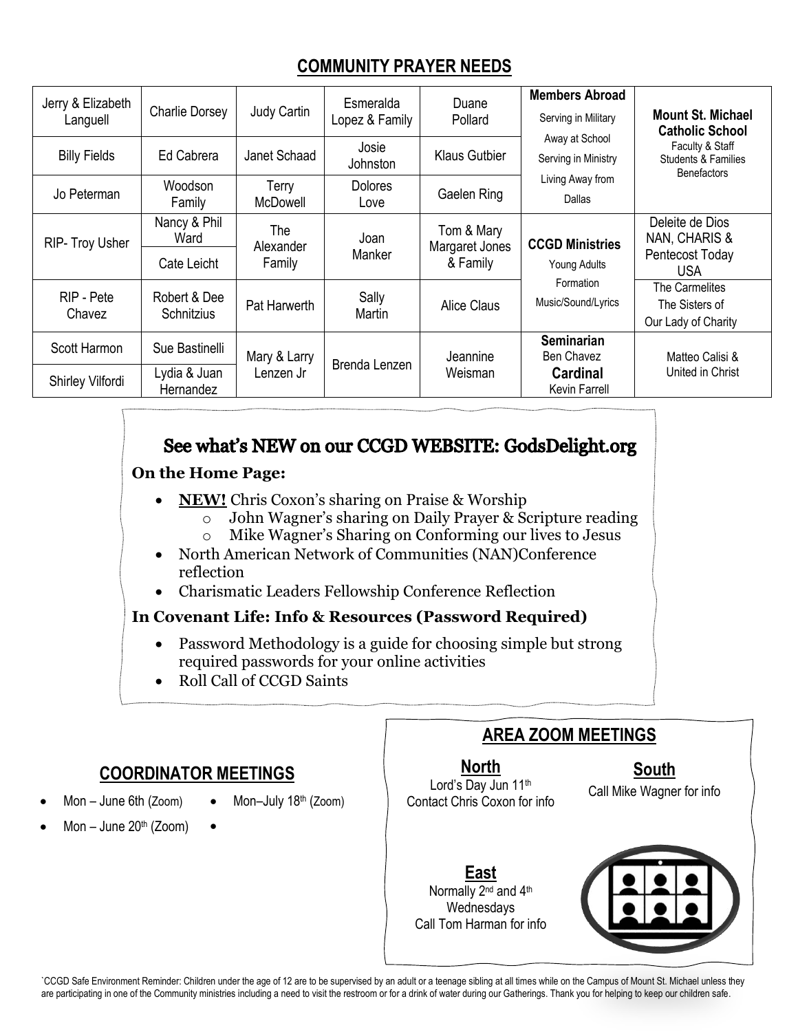## COMMUNITY PRAYER NEEDS

| | | | | | | |
|---|---|---|---|---|---|---|
| Jerry & Elizabeth Languell | Charlie Dorsey | Judy Cartin | Esmeralda Lopez & Family | Duane Pollard | **Members Abroad** Serving in Military Away at School Serving in Ministry Living Away from Dallas | **Mount St. Michael Catholic School** Faculty & Staff Students & Families Benefactors |
| Billy Fields | Ed Cabrera | Janet Schaad | Josie Johnston | Klaus Gutbier | | |
| Jo Peterman | Woodson Family | Terry McDowell | Dolores Love | Gaelen Ring | | |
| RIP- Troy Usher | Nancy & Phil Ward | The Alexander Family | Joan Manker | Tom & Mary Margaret Jones & Family | **CCGD Ministries** Young Adults Formation Music/Sound/Lyrics | Deleite de Dios NAN, CHARIS & Pentecost Today USA |
| | Cate Leicht | | | | | |
| RIP - Pete Chavez | Robert & Dee Schnitzius | Pat Harwerth | Sally Martin | Alice Claus | | The Carmelites The Sisters of Our Lady of Charity |
| Scott Harmon | Sue Bastinelli | Mary & Larry Lenzen Jr | Brenda Lenzen | Jeannine Weisman | **Seminarian** Ben Chavez **Cardinal** Kevin Farrell | Matteo Calisi & United in Christ |
| Shirley Vilfordi | Lydia & Juan Hernandez | | | | | |

## See what's NEW on our CCGD WEBSITE: GodsDelight.org

**On the Home Page:**

- **NEW!** Chris Coxon's sharing on Praise & Worship
  - John Wagner's sharing on Daily Prayer & Scripture reading
  - Mike Wagner's Sharing on Conforming our lives to Jesus
- North American Network of Communities (NAN)Conference reflection
- Charismatic Leaders Fellowship Conference Reflection

**In Covenant Life: Info & Resources (Password Required)**

- Password Methodology is a guide for choosing simple but strong required passwords for your online activities
- Roll Call of CCGD Saints

## COORDINATOR MEETINGS

- Mon – June 6th (Zoom)
- Mon – June 20th (Zoom)
- Mon–July 18th (Zoom)

## AREA ZOOM MEETINGS

**North**
Lord's Day Jun 11th
Contact Chris Coxon for info

**South**
Call Mike Wagner for info

**East**
Normally 2nd and 4th Wednesdays
Call Tom Harman for info

`CCGD Safe Environment Reminder: Children under the age of 12 are to be supervised by an adult or a teenage sibling at all times while on the Campus of Mount St. Michael unless they are participating in one of the Community ministries including a need to visit the restroom or for a drink of water during our Gatherings. Thank you for helping to keep our children safe.